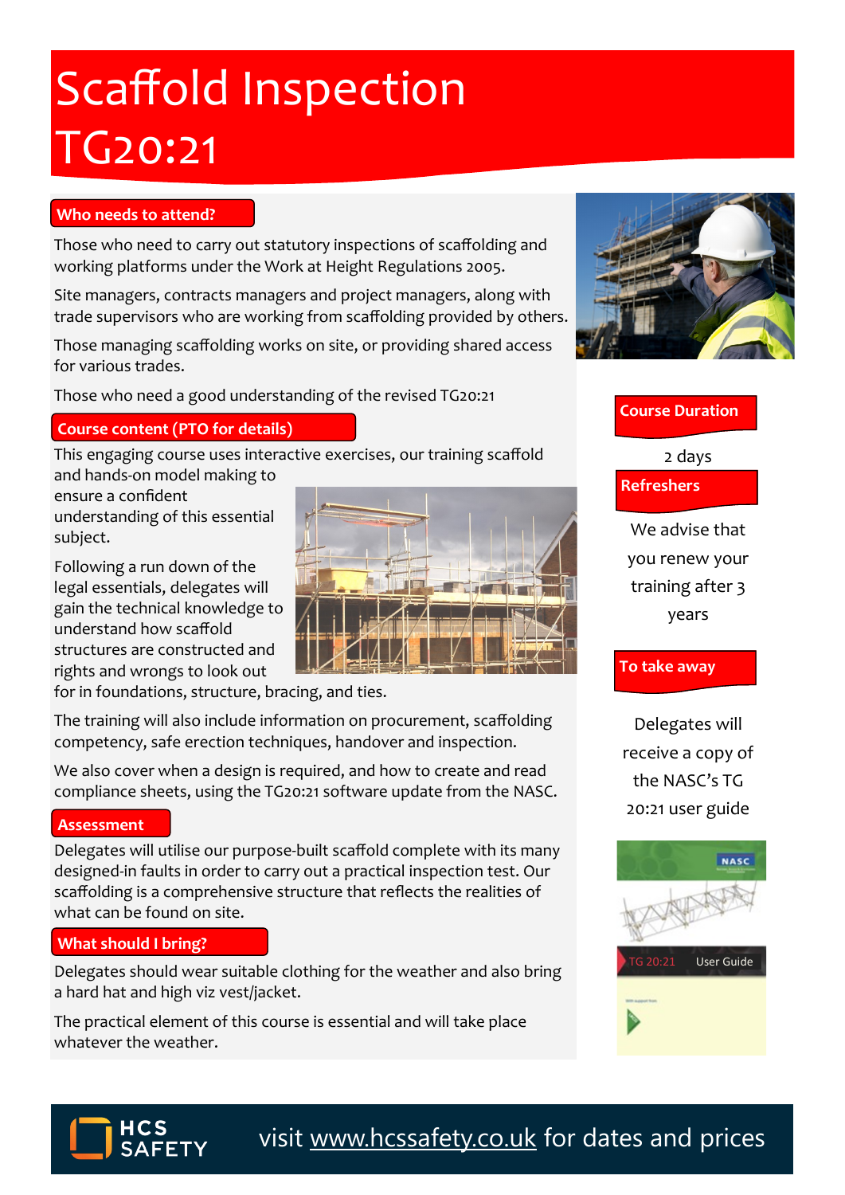# Scaffold Inspection TG20:21

## Who needs to attend?

Those who need to carry out statutory inspections of scaffolding and working platforms under the Work at Height Regulations 2005.

Site managers, contracts managers and project managers, along with trade supervisors who are working from scaffolding provided by others.

Those managing scaffolding works on site, or providing shared access for various trades.

Those who need a good understanding of the revised TG20:21

## Course content (PTO for details)

This engaging course uses interactive exercises, our training scaffold and hands-on model making to ensure a confident understanding of this essential subject.

Following a run down of the legal essentials, delegates will gain the technical knowledge to understand how scaffold structures are constructed and rights and wrongs to look out for in foundations, structure, bracing, and ties.

The training will also include information on procurement, scaffolding competency, safe erection techniques, handover and inspection.

We also cover when a design is required, and how to create and read compliance sheets, using the TG20:21 software update from the NASC.

## Assessment

Delegates will utilise our purpose-built scaffold complete with its many designed-in faults in order to carry out a practical inspection test. Our scaffolding is a comprehensive structure that reflects the realities of what can be found on site.

## What should I bring?

Delegates should wear suitable clothing for the weather and also bring a hard hat and high viz vest/jacket.

The practical element of this course is essential and will take place whatever the weather.

## Course Duration

2 days

## Refreshers

We advise that you renew your training after 3 years

## To take away

Delegates will receive a copy of the NASC's TG 20:21 user guide

HCS SAFETY

visit www.hcssafety.co.uk for dates and prices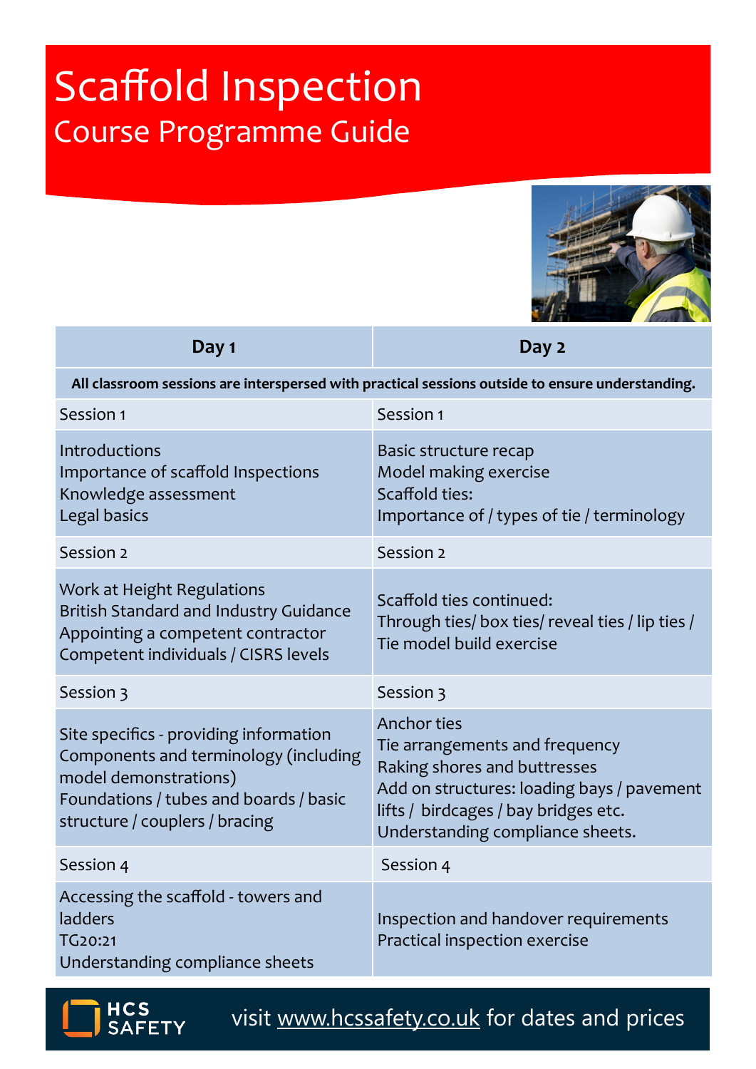# Scaffold Inspection

## Course Programme Guide

| Day 1 | Day 2 |
|---|---|
| **All classroom sessions are interspersed with practical sessions outside to ensure understanding.** | |
| Session 1 | Session 1 |
| Introductions<br>Importance of scaffold Inspections<br>Knowledge assessment<br>Legal basics | Basic structure recap<br>Model making exercise<br>Scaffold ties:<br>Importance of / types of tie / terminology |
| Session 2 | Session 2 |
| Work at Height Regulations<br>British Standard and Industry Guidance<br>Appointing a competent contractor<br>Competent individuals / CISRS levels | Scaffold ties continued:<br>Through ties/ box ties/ reveal ties / lip ties /<br>Tie model build exercise |
| Session 3 | Session 3 |
| Site specifics - providing information<br>Components and terminology (including model demonstrations)<br>Foundations / tubes and boards / basic structure / couplers / bracing | Anchor ties<br>Tie arrangements and frequency<br>Raking shores and buttresses<br>Add on structures: loading bays / pavement lifts / birdcages / bay bridges etc.<br>Understanding compliance sheets. |
| Session 4 | Session 4 |
| Accessing the scaffold - towers and ladders<br>TG20:21<br>Understanding compliance sheets | Inspection and handover requirements<br>Practical inspection exercise |

HCS SAFETY

visit www.hcssafety.co.uk for dates and prices